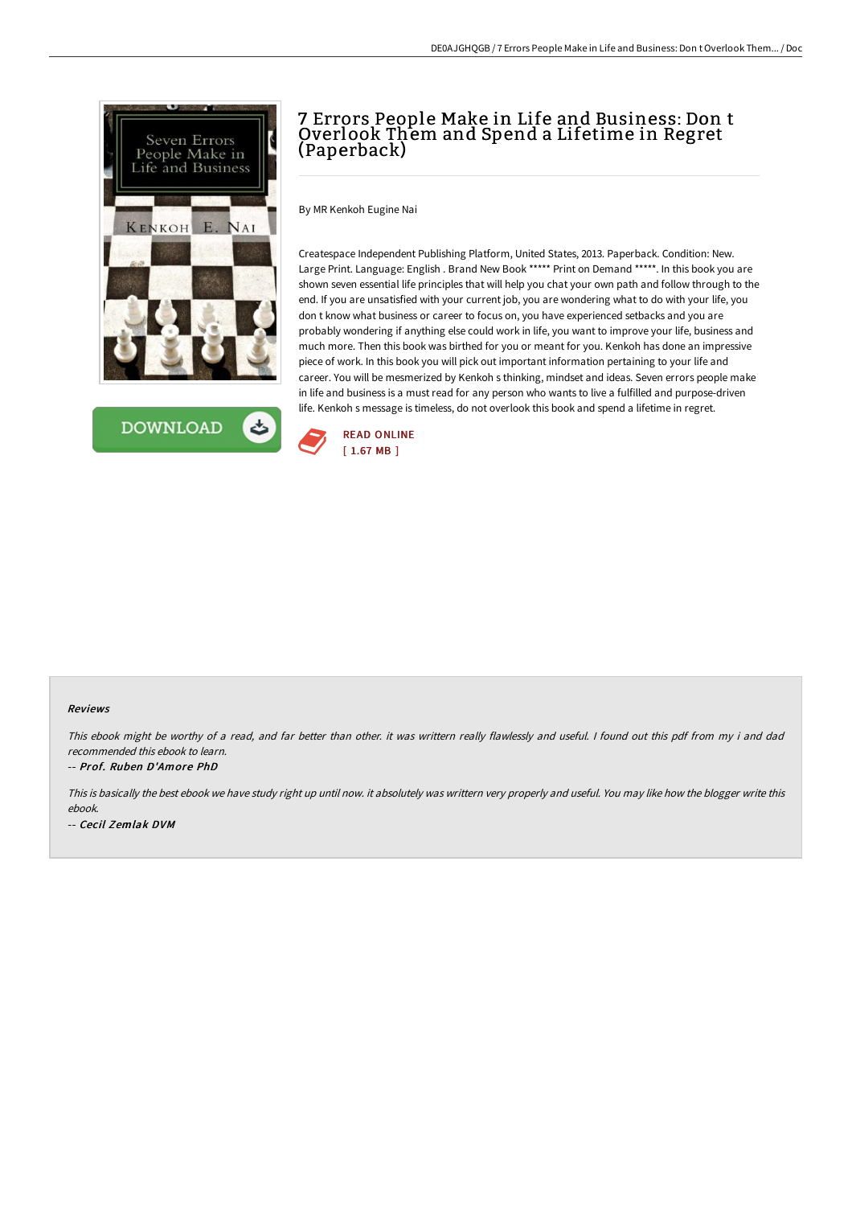# 7 Errors People Make in Life and Business: Don t Overlook Them and Spend a Lifetime in Regret (Paperback)

By MR Kenkoh Eugine Nai

Createspace Independent Publishing Platform, United States, 2013. Paperback. Condition: New. Large Print. Language: English . Brand New Book ***** Print on Demand *****. In this book you are shown seven essential life principles that will help you chat your own path and follow through to the end. If you are unsatisfied with your current job, you are wondering what to do with your life, you don t know what business or career to focus on, you have experienced setbacks and you are probably wondering if anything else could work in life, you want to improve your life, business and much more. Then this book was birthed for you or meant for you. Kenkoh has done an impressive piece of work. In this book you will pick out important information pertaining to your life and career. You will be mesmerized by Kenkoh s thinking, mindset and ideas. Seven errors people make in life and business is a must read for any person who wants to live a fulfilled and purpose-driven life. Kenkoh s message is timeless, do not overlook this book and spend a lifetime in regret.

READ ONLINE
[ 1.67 MB ]

### Reviews

*This ebook might be worthy of a read, and far better than other. it was writtern really flawlessly and useful. I found out this pdf from my i and dad recommended this ebook to learn.*

*-- Prof. Ruben D'Amore PhD*

*This is basically the best ebook we have study right up until now. it absolutely was writtern very properly and useful. You may like how the blogger write this ebook.*

*-- Cecil Zemlak DVM*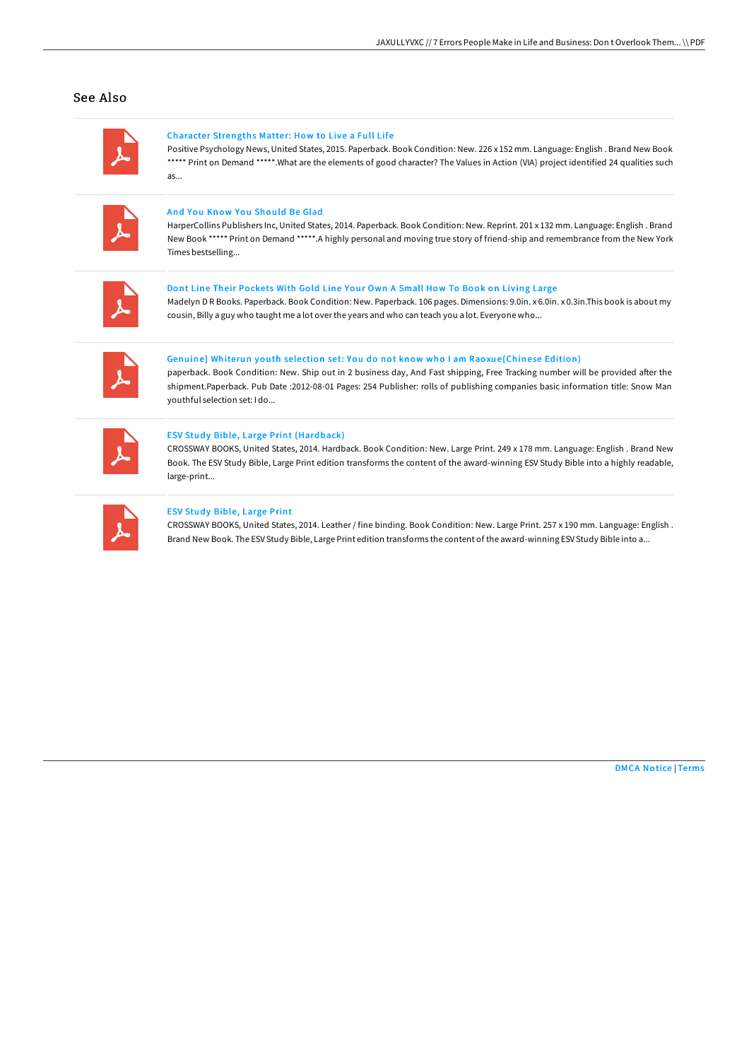## See Also

### Character Strengths Matter: How to Live a Full Life

Positive Psychology News, United States, 2015. Paperback. Book Condition: New. 226 x 152 mm. Language: English . Brand New Book ***** Print on Demand *****.What are the elements of good character? The Values in Action (VIA) project identified 24 qualities such as...

### And You Know You Should Be Glad

HarperCollins Publishers Inc, United States, 2014. Paperback. Book Condition: New. Reprint. 201 x 132 mm. Language: English . Brand New Book ***** Print on Demand *****.A highly personal and moving true story of friend-ship and remembrance from the New York Times bestselling...

### Dont Line Their Pockets With Gold Line Your Own A Small How To Book on Living Large

Madelyn D R Books. Paperback. Book Condition: New. Paperback. 106 pages. Dimensions: 9.0in. x 6.0in. x 0.3in.This book is about my cousin, Billy a guy who taught me a lot over the years and who can teach you a lot. Everyone who...

### Genuine] Whiterun youth selection set: You do not know who I am Raoxue(Chinese Edition)

paperback. Book Condition: New. Ship out in 2 business day, And Fast shipping, Free Tracking number will be provided after the shipment.Paperback. Pub Date :2012-08-01 Pages: 254 Publisher: rolls of publishing companies basic information title: Snow Man youthful selection set: I do...

### ESV Study Bible, Large Print (Hardback)

CROSSWAY BOOKS, United States, 2014. Hardback. Book Condition: New. Large Print. 249 x 178 mm. Language: English . Brand New Book. The ESV Study Bible, Large Print edition transforms the content of the award-winning ESV Study Bible into a highly readable, large-print...

### ESV Study Bible, Large Print

CROSSWAY BOOKS, United States, 2014. Leather / fine binding. Book Condition: New. Large Print. 257 x 190 mm. Language: English . Brand New Book. The ESV Study Bible, Large Print edition transforms the content of the award-winning ESV Study Bible into a...

DMCA Notice | Terms